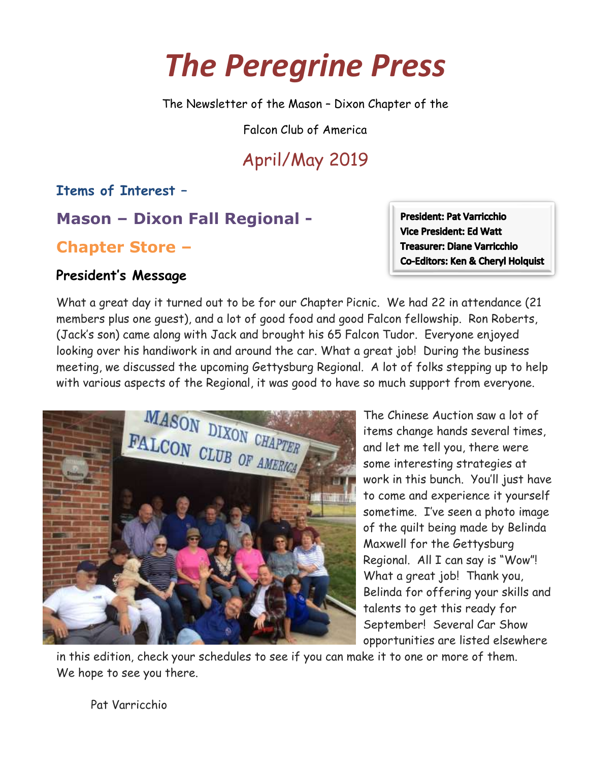# *The Peregrine Press*

The Newsletter of the Mason – Dixon Chapter of the

Falcon Club of America

## April/May 2019

**President: Pat Varricchio**
**Vice President: Ed Watt**
**Treasurer: Diane Varricchio**
**Co-Editors: Ken & Cheryl Holquist**

### Items of Interest –

## Mason – Dixon Fall Regional -

## Chapter Store –

### President's Message

What a great day it turned out to be for our Chapter Picnic. We had 22 in attendance (21 members plus one guest), and a lot of good food and good Falcon fellowship. Ron Roberts, (Jack's son) came along with Jack and brought his 65 Falcon Tudor. Everyone enjoyed looking over his handiwork in and around the car. What a great job! During the business meeting, we discussed the upcoming Gettysburg Regional. A lot of folks stepping up to help with various aspects of the Regional, it was good to have so much support from everyone.

The Chinese Auction saw a lot of items change hands several times, and let me tell you, there were some interesting strategies at work in this bunch. You'll just have to come and experience it yourself sometime. I've seen a photo image of the quilt being made by Belinda Maxwell for the Gettysburg Regional. All I can say is "Wow"! What a great job! Thank you, Belinda for offering your skills and talents to get this ready for September! Several Car Show opportunities are listed elsewhere in this edition, check your schedules to see if you can make it to one or more of them. We hope to see you there.

Pat Varricchio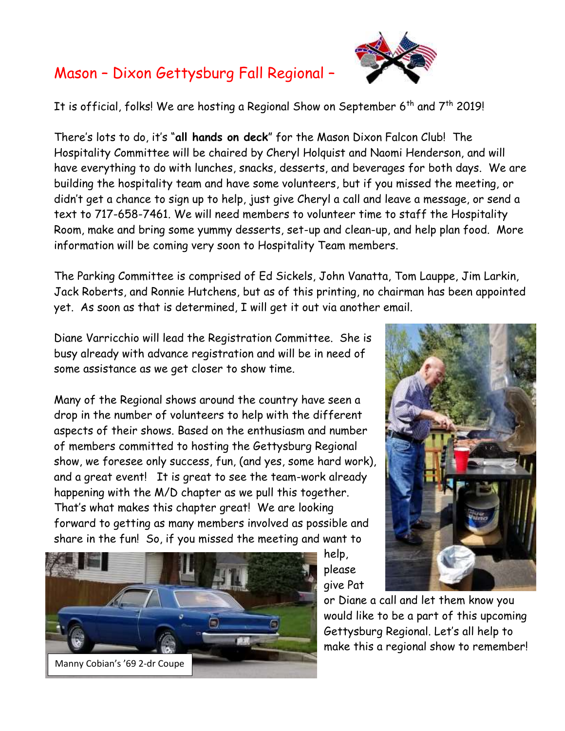# Mason – Dixon Gettysburg Fall Regional –

It is official, folks! We are hosting a Regional Show on September 6$^{th}$ and 7$^{th}$ 2019!

There's lots to do, it's "**all hands on deck**" for the Mason Dixon Falcon Club! The Hospitality Committee will be chaired by Cheryl Holquist and Naomi Henderson, and will have everything to do with lunches, snacks, desserts, and beverages for both days. We are building the hospitality team and have some volunteers, but if you missed the meeting, or didn't get a chance to sign up to help, just give Cheryl a call and leave a message, or send a text to 717-658-7461. We will need members to volunteer time to staff the Hospitality Room, make and bring some yummy desserts, set-up and clean-up, and help plan food. More information will be coming very soon to Hospitality Team members.

The Parking Committee is comprised of Ed Sickels, John Vanatta, Tom Lauppe, Jim Larkin, Jack Roberts, and Ronnie Hutchens, but as of this printing, no chairman has been appointed yet. As soon as that is determined, I will get it out via another email.

Diane Varricchio will lead the Registration Committee. She is busy already with advance registration and will be in need of some assistance as we get closer to show time.

Many of the Regional shows around the country have seen a drop in the number of volunteers to help with the different aspects of their shows. Based on the enthusiasm and number of members committed to hosting the Gettysburg Regional show, we foresee only success, fun, (and yes, some hard work), and a great event! It is great to see the team-work already happening with the M/D chapter as we pull this together. That's what makes this chapter great! We are looking forward to getting as many members involved as possible and share in the fun! So, if you missed the meeting and want to help, please give Pat or Diane a call and let them know you would like to be a part of this upcoming Gettysburg Regional. Let's all help to make this a regional show to remember!

Manny Cobian's '69 2-dr Coupe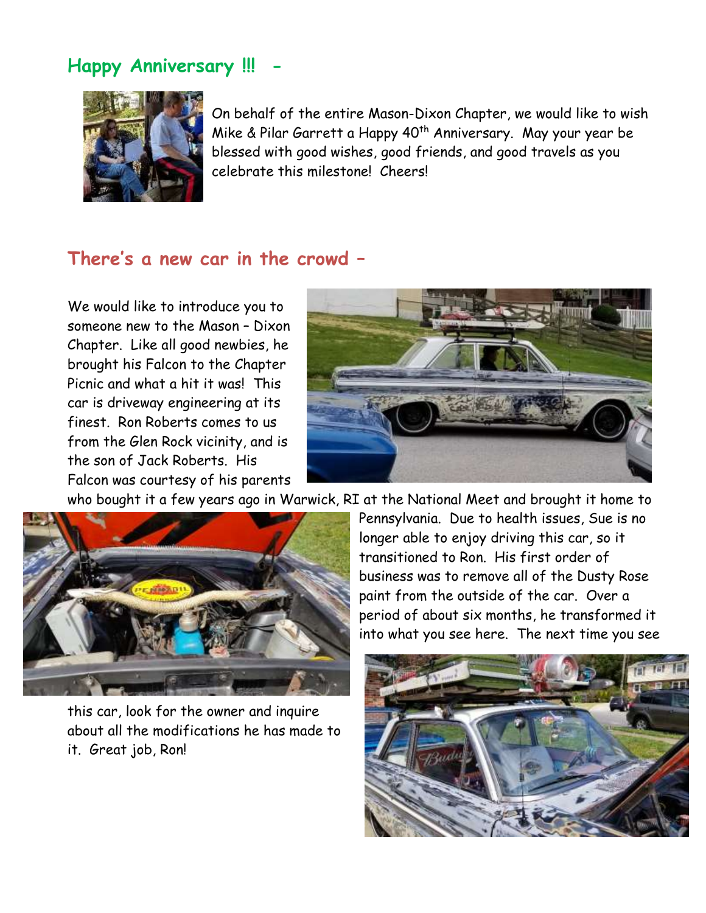## Happy Anniversary !!! -

On behalf of the entire Mason-Dixon Chapter, we would like to wish Mike & Pilar Garrett a Happy 40th Anniversary. May your year be blessed with good wishes, good friends, and good travels as you celebrate this milestone! Cheers!

## There's a new car in the crowd –

We would like to introduce you to someone new to the Mason – Dixon Chapter. Like all good newbies, he brought his Falcon to the Chapter Picnic and what a hit it was! This car is driveway engineering at its finest. Ron Roberts comes to us from the Glen Rock vicinity, and is the son of Jack Roberts. His Falcon was courtesy of his parents who bought it a few years ago in Warwick, RI at the National Meet and brought it home to Pennsylvania. Due to health issues, Sue is no longer able to enjoy driving this car, so it transitioned to Ron. His first order of business was to remove all of the Dusty Rose paint from the outside of the car. Over a period of about six months, he transformed it into what you see here. The next time you see this car, look for the owner and inquire about all the modifications he has made to it. Great job, Ron!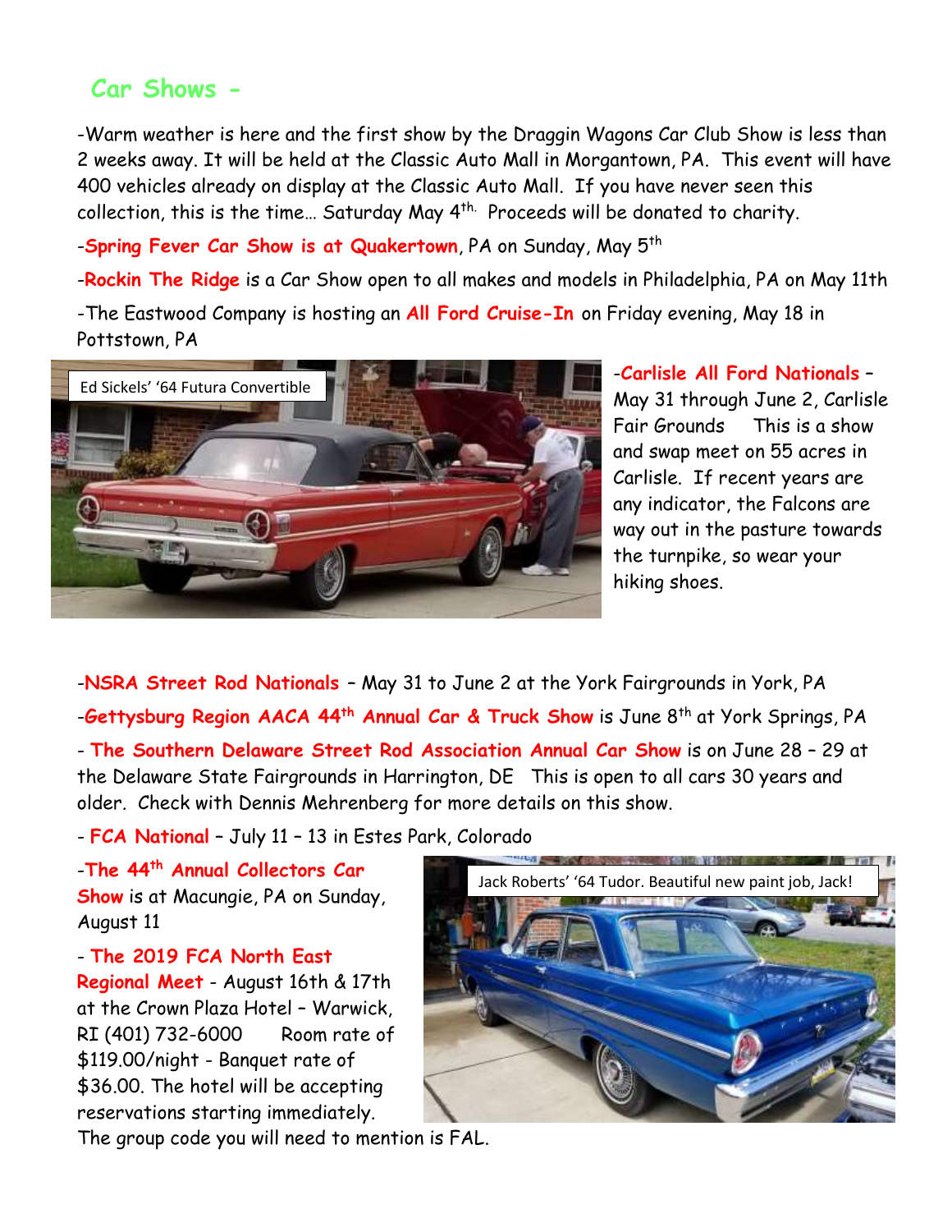## Car Shows -

-Warm weather is here and the first show by the Draggin Wagons Car Club Show is less than 2 weeks away. It will be held at the Classic Auto Mall in Morgantown, PA. This event will have 400 vehicles already on display at the Classic Auto Mall. If you have never seen this collection, this is the time… Saturday May 4th. Proceeds will be donated to charity.

-**Spring Fever Car Show is at Quakertown**, PA on Sunday, May 5th

-**Rockin The Ridge** is a Car Show open to all makes and models in Philadelphia, PA on May 11th

-The Eastwood Company is hosting an **All Ford Cruise-In** on Friday evening, May 18 in Pottstown, PA

Ed Sickels' '64 Futura Convertible

-**Carlisle All Ford Nationals** – May 31 through June 2, Carlisle Fair Grounds This is a show and swap meet on 55 acres in Carlisle. If recent years are any indicator, the Falcons are way out in the pasture towards the turnpike, so wear your hiking shoes.

-**NSRA Street Rod Nationals** – May 31 to June 2 at the York Fairgrounds in York, PA

-**Gettysburg Region AACA 44th Annual Car & Truck Show** is June 8th at York Springs, PA

- **The Southern Delaware Street Rod Association Annual Car Show** is on June 28 – 29 at the Delaware State Fairgrounds in Harrington, DE This is open to all cars 30 years and older. Check with Dennis Mehrenberg for more details on this show.

- **FCA National** – July 11 – 13 in Estes Park, Colorado

-**The 44th Annual Collectors Car Show** is at Macungie, PA on Sunday, August 11

- **The 2019 FCA North East Regional Meet** - August 16th & 17th at the Crown Plaza Hotel – Warwick, RI (401) 732-6000 Room rate of $119.00/night - Banquet rate of $36.00. The hotel will be accepting reservations starting immediately. The group code you will need to mention is FAL.

Jack Roberts' '64 Tudor. Beautiful new paint job, Jack!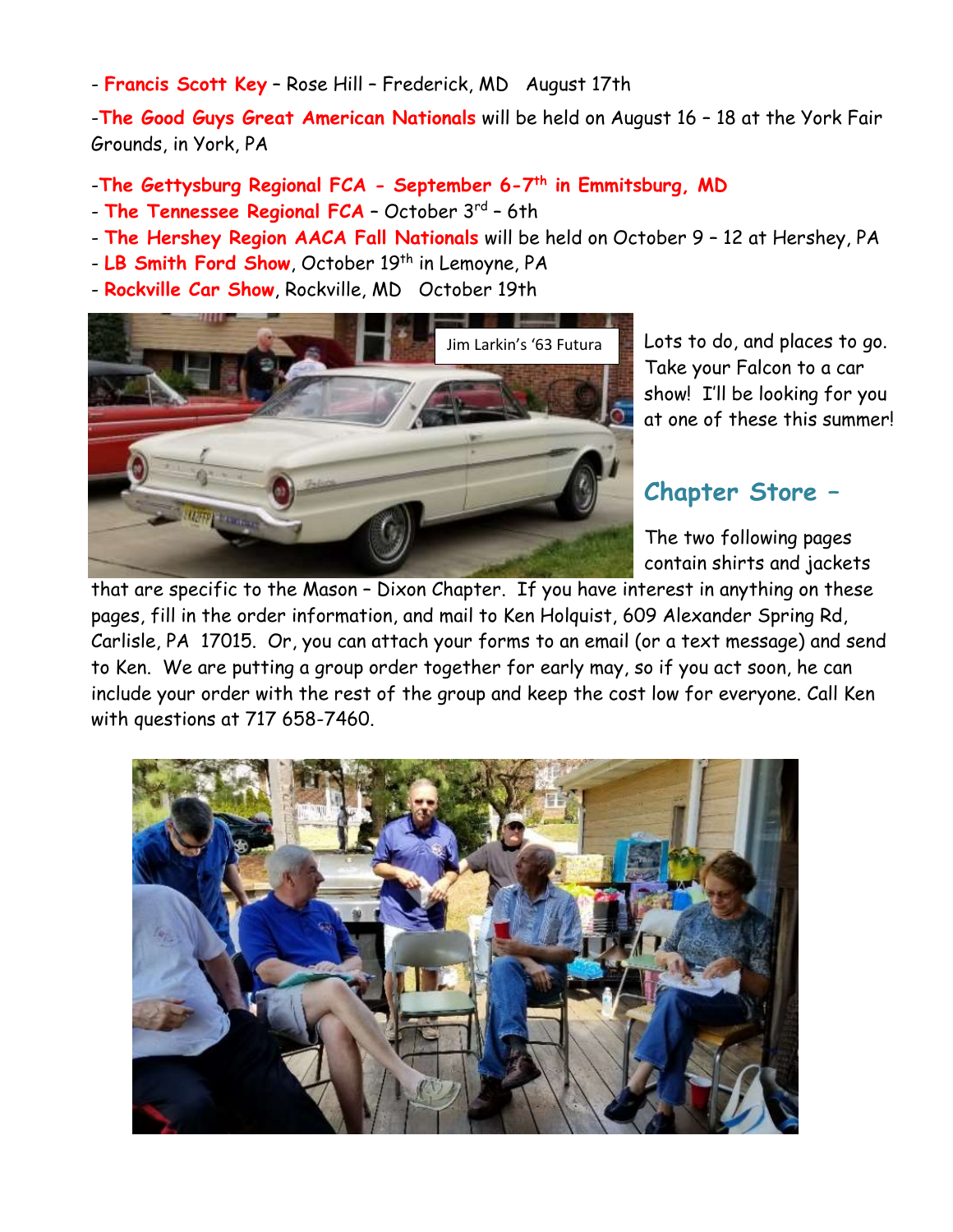- **Francis Scott Key** – Rose Hill – Frederick, MD   August 17th

-**The Good Guys Great American Nationals** will be held on August 16 – 18 at the York Fair Grounds, in York, PA

-**The Gettysburg Regional FCA - September 6-7th in Emmitsburg, MD**
- **The Tennessee Regional FCA** – October 3rd – 6th
- **The Hershey Region AACA Fall Nationals** will be held on October 9 – 12 at Hershey, PA
- **LB Smith Ford Show**, October 19th in Lemoyne, PA
- **Rockville Car Show**, Rockville, MD   October 19th

Jim Larkin's '63 Futura

Lots to do, and places to go. Take your Falcon to a car show! I'll be looking for you at one of these this summer!

## Chapter Store –

The two following pages contain shirts and jackets that are specific to the Mason – Dixon Chapter. If you have interest in anything on these pages, fill in the order information, and mail to Ken Holquist, 609 Alexander Spring Rd, Carlisle, PA 17015. Or, you can attach your forms to an email (or a text message) and send to Ken. We are putting a group order together for early may, so if you act soon, he can include your order with the rest of the group and keep the cost low for everyone. Call Ken with questions at 717 658-7460.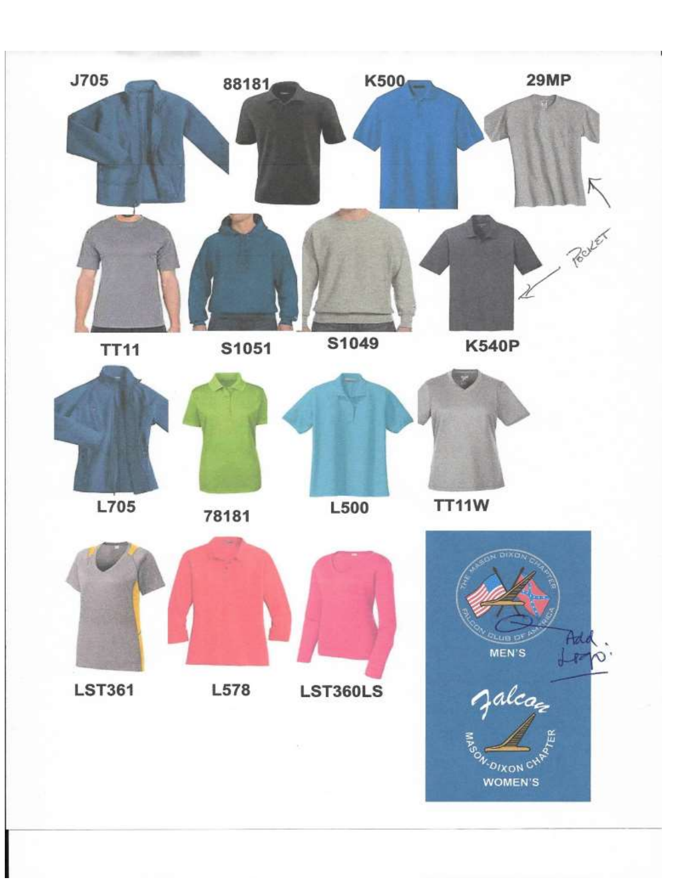J705

88181

K500

29MP

TT11

S1051

S1049

K540P

POCKET

L705

78181

L500

TT11W

LST361

L578

LST360LS

THE MASON DIXON CHAPTER

FALCON CLUB OF AMERICA

MEN'S

Add Logo!

Falcon

MASON-DIXON CHAPTER

WOMEN'S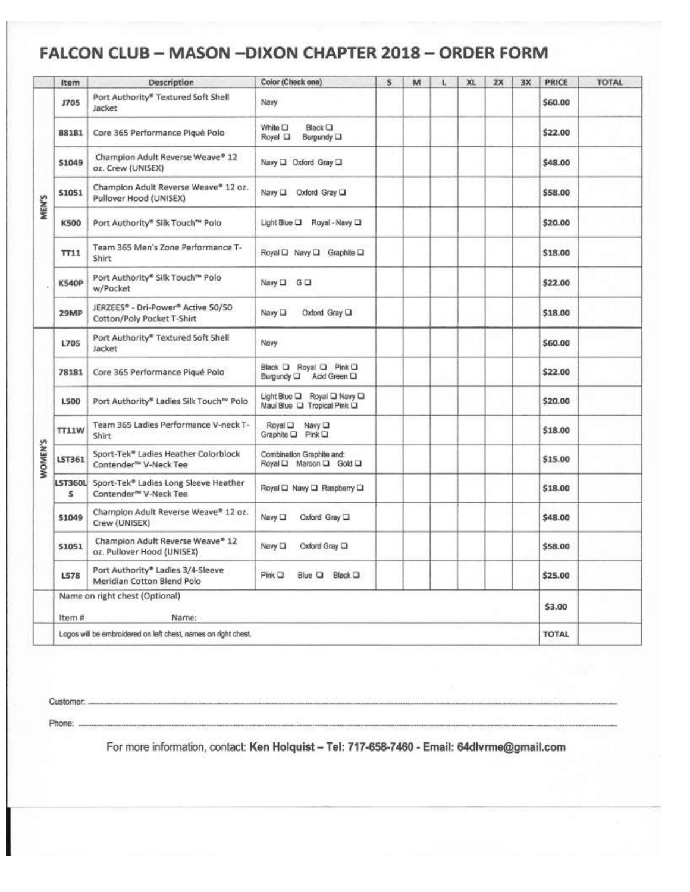# FALCON CLUB – MASON –DIXON CHAPTER 2018 – ORDER FORM

| | Item | Description | Color (Check one) | S | M | L | XL | 2X | 3X | PRICE | TOTAL |
|---|---|---|---|---|---|---|---|---|---|---|---|
| MEN'S | J705 | Port Authority® Textured Soft Shell Jacket | Navy | | | | | | | $60.00 | |
| | 88181 | Core 365 Performance Piqué Polo | White ☐ Black ☐ Royal ☐ Burgundy ☐ | | | | | | | $22.00 | |
| | S1049 | Champion Adult Reverse Weave® 12 oz. Crew (UNISEX) | Navy ☐ Oxford Gray ☐ | | | | | | | $48.00 | |
| | S1051 | Champion Adult Reverse Weave® 12 oz. Pullover Hood (UNISEX) | Navy ☐ Oxford Gray ☐ | | | | | | | $58.00 | |
| | K500 | Port Authority® Silk Touch™ Polo | Light Blue ☐ Royal - Navy ☐ | | | | | | | $20.00 | |
| | TT11 | Team 365 Men's Zone Performance T-Shirt | Royal ☐ Navy ☐ Graphite ☐ | | | | | | | $18.00 | |
| | K540P | Port Authority® Silk Touch™ Polo w/Pocket | Navy ☐ G ☐ | | | | | | | $22.00 | |
| | 29MP | JERZEES® - Dri-Power® Active 50/50 Cotton/Poly Pocket T-Shirt | Navy ☐ Oxford Gray ☐ | | | | | | | $18.00 | |
| WOMEN'S | L705 | Port Authority® Textured Soft Shell Jacket | Navy | | | | | | | $60.00 | |
| | 78181 | Core 365 Performance Piqué Polo | Black ☐ Royal ☐ Pink ☐ Burgundy ☐ Acid Green ☐ | | | | | | | $22.00 | |
| | L500 | Port Authority® Ladies Silk Touch™ Polo | Light Blue ☐ Royal ☐ Navy ☐ Maui Blue ☐ Tropical Pink ☐ | | | | | | | $20.00 | |
| | TT11W | Team 365 Ladies Performance V-neck T-Shirt | Royal ☐ Navy ☐ Graphite ☐ Pink ☐ | | | | | | | $18.00 | |
| | LST361 | Sport-Tek® Ladies Heather Colorblock Contender™ V-Neck Tee | Combination Graphite and: Royal ☐ Maroon ☐ Gold ☐ | | | | | | | $15.00 | |
| | LST360LS | Sport-Tek® Ladies Long Sleeve Heather Contender™ V-Neck Tee | Royal ☐ Navy ☐ Raspberry ☐ | | | | | | | $18.00 | |
| | S1049 | Champion Adult Reverse Weave® 12 oz. Crew (UNISEX) | Navy ☐ Oxford Gray ☐ | | | | | | | $48.00 | |
| | S1051 | Champion Adult Reverse Weave® 12 oz. Pullover Hood (UNISEX) | Navy ☐ Oxford Gray ☐ | | | | | | | $58.00 | |
| | L578 | Port Authority® Ladies 3/4-Sleeve Meridian Cotton Blend Polo | Pink ☐ Blue ☐ Black ☐ | | | | | | | $25.00 | |
| | Name on right chest (Optional) Item # Name: | | | | | | | | | $3.00 | |
| | Logos will be embroidered on left chest, names on right chest. | | | | | | | | | TOTAL | |

Customer: ............................................................

Phone: ............................................................

For more information, contact: **Ken Holquist – Tel: 717-658-7460 - Email: 64dlvrme@gmail.com**